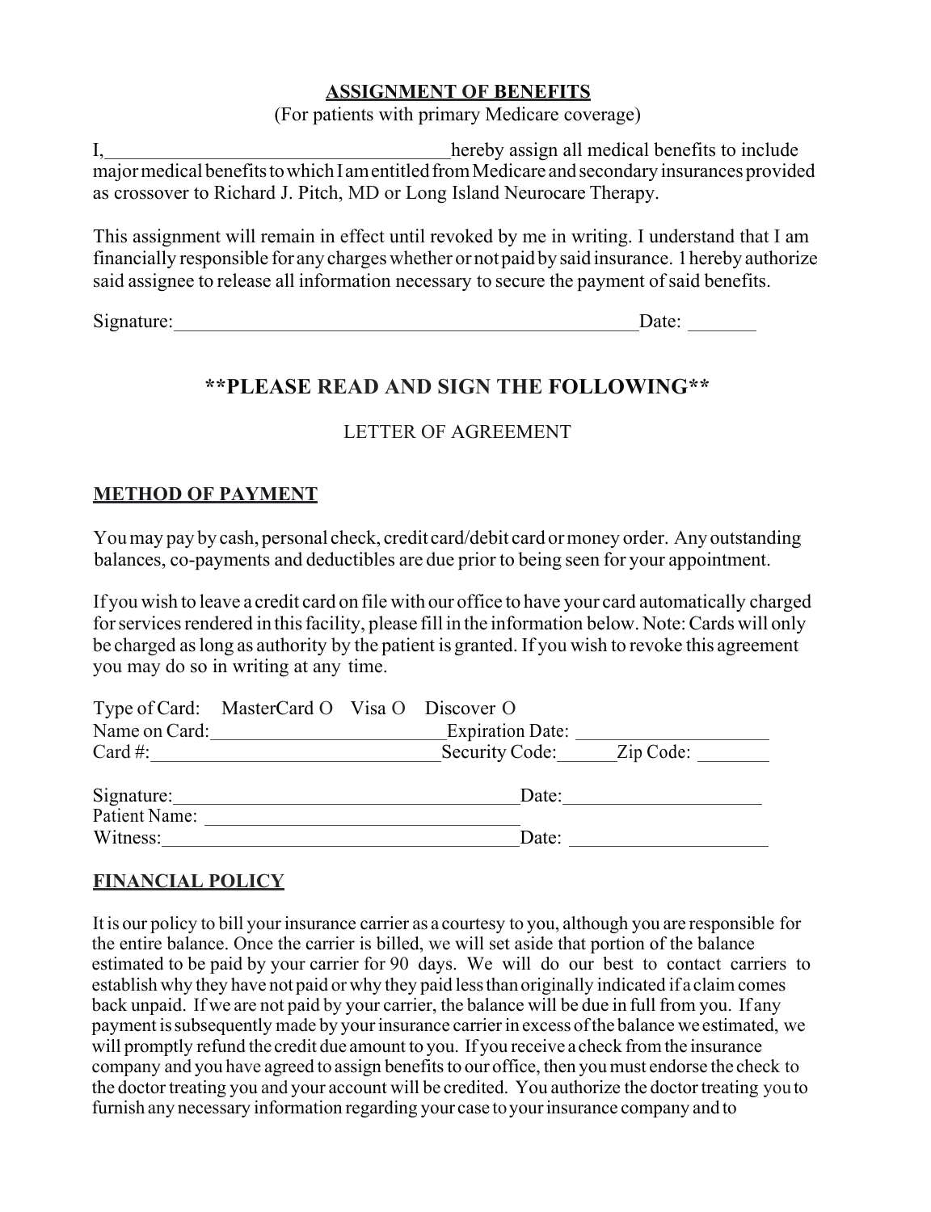## ASSIGNMENT OF BENEFITS

(For patients with primary Medicare coverage)

I,___________________________________hereby assign all medical benefits to include major medical benefits to which I am entitled from Medicare and secondary insurances provided as crossover to Richard J. Pitch, MD or Long Island Neurocare Therapy.

This assignment will remain in effect until revoked by me in writing. I understand that I am financially responsible for any charges whether or not paid by said insurance. 1 hereby authorize said assignee to release all information necessary to secure the payment of said benefits.

Signature:_________________________________________________Date: _______

## **PLEASE READ AND SIGN THE FOLLOWING**

LETTER OF AGREEMENT

### METHOD OF PAYMENT

You may pay by cash, personal check, credit card/debit card or money order. Any outstanding balances, co-payments and deductibles are due prior to being seen for your appointment.

If you wish to leave a credit card on file with our office to have your card automatically charged for services rendered in this facility, please fill in the information below. Note: Cards will only be charged as long as authority by the patient is granted. If you wish to revoke this agreement you may do so in writing at any time.

Type of Card: MasterCard O Visa O Discover O

Name on Card:________________________Expiration Date: ___________________

Card #:_____________________________Security Code:______Zip Code: ________

Signature:___________________________________Date:____________________

Patient Name: _________________________________

Witness:____________________________________Date: ___________________

### FINANCIAL POLICY

It is our policy to bill your insurance carrier as a courtesy to you, although you are responsible for the entire balance. Once the carrier is billed, we will set aside that portion of the balance estimated to be paid by your carrier for 90 days. We will do our best to contact carriers to establish why they have not paid or why they paid less than originally indicated if a claim comes back unpaid. If we are not paid by your carrier, the balance will be due in full from you. If any payment is subsequently made by your insurance carrier in excess of the balance we estimated, we will promptly refund the credit due amount to you. If you receive a check from the insurance company and you have agreed to assign benefits to our office, then you must endorse the check to the doctor treating you and your account will be credited. You authorize the doctor treating you to furnish any necessary information regarding your case to your insurance company and to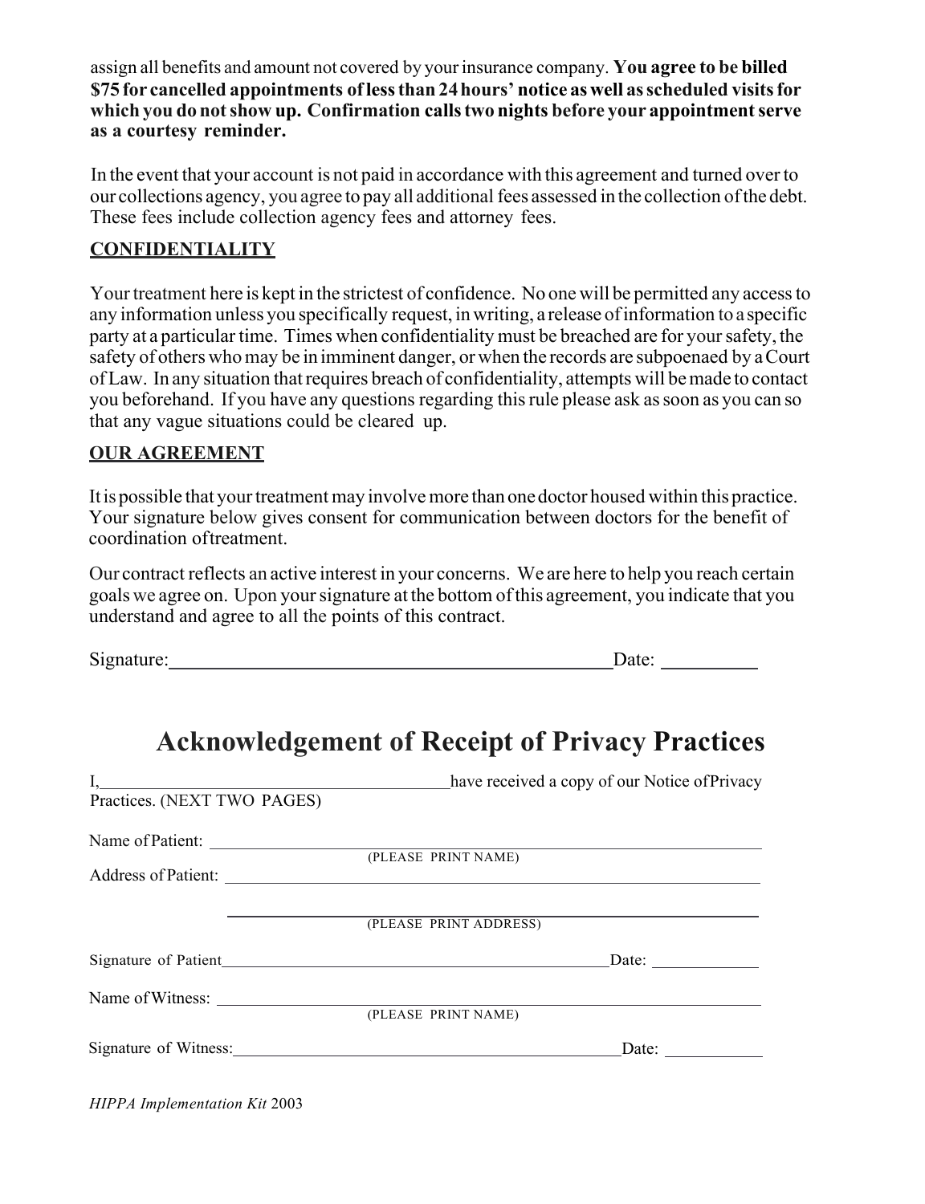assign all benefits and amount not covered by your insurance company. **You agree to be billed $75 for cancelled appointments of less than 24 hours' notice as well as scheduled visits for which you do not show up. Confirmation calls two nights before your appointment serve as a courtesy reminder.**

In the event that your account is not paid in accordance with this agreement and turned over to our collections agency, you agree to pay all additional fees assessed in the collection of the debt. These fees include collection agency fees and attorney fees.

**<u>CONFIDENTIALITY</u>**

Your treatment here is kept in the strictest of confidence. No one will be permitted any access to any information unless you specifically request, in writing, a release of information to a specific party at a particular time. Times when confidentiality must be breached are for your safety, the safety of others who may be in imminent danger, or when the records are subpoenaed by a Court of Law. In any situation that requires breach of confidentiality, attempts will be made to contact you beforehand. If you have any questions regarding this rule please ask as soon as you can so that any vague situations could be cleared up.

**<u>OUR AGREEMENT</u>**

It is possible that your treatment may involve more than one doctor housed within this practice. Your signature below gives consent for communication between doctors for the benefit of coordination oftreatment.

Our contract reflects an active interest in your concerns. We are here to help you reach certain goals we agree on. Upon your signature at the bottom of this agreement, you indicate that you understand and agree to all the points of this contract.

Signature:______________________________________________ Date: __________

# Acknowledgement of Receipt of Privacy Practices

I,________________________________________ have received a copy of our Notice of Privacy Practices. (NEXT TWO PAGES)

Name of Patient: ____________________________________________________________
(PLEASE PRINT NAME)

Address of Patient: __________________________________________________________

____________________________________________________________
(PLEASE PRINT ADDRESS)

Signature of Patient_______________________________________________ Date: ____________

Name of Witness: ____________________________________________________________
(PLEASE PRINT NAME)

Signature of Witness:_______________________________________________ Date: ____________

*HIPPA Implementation Kit* 2003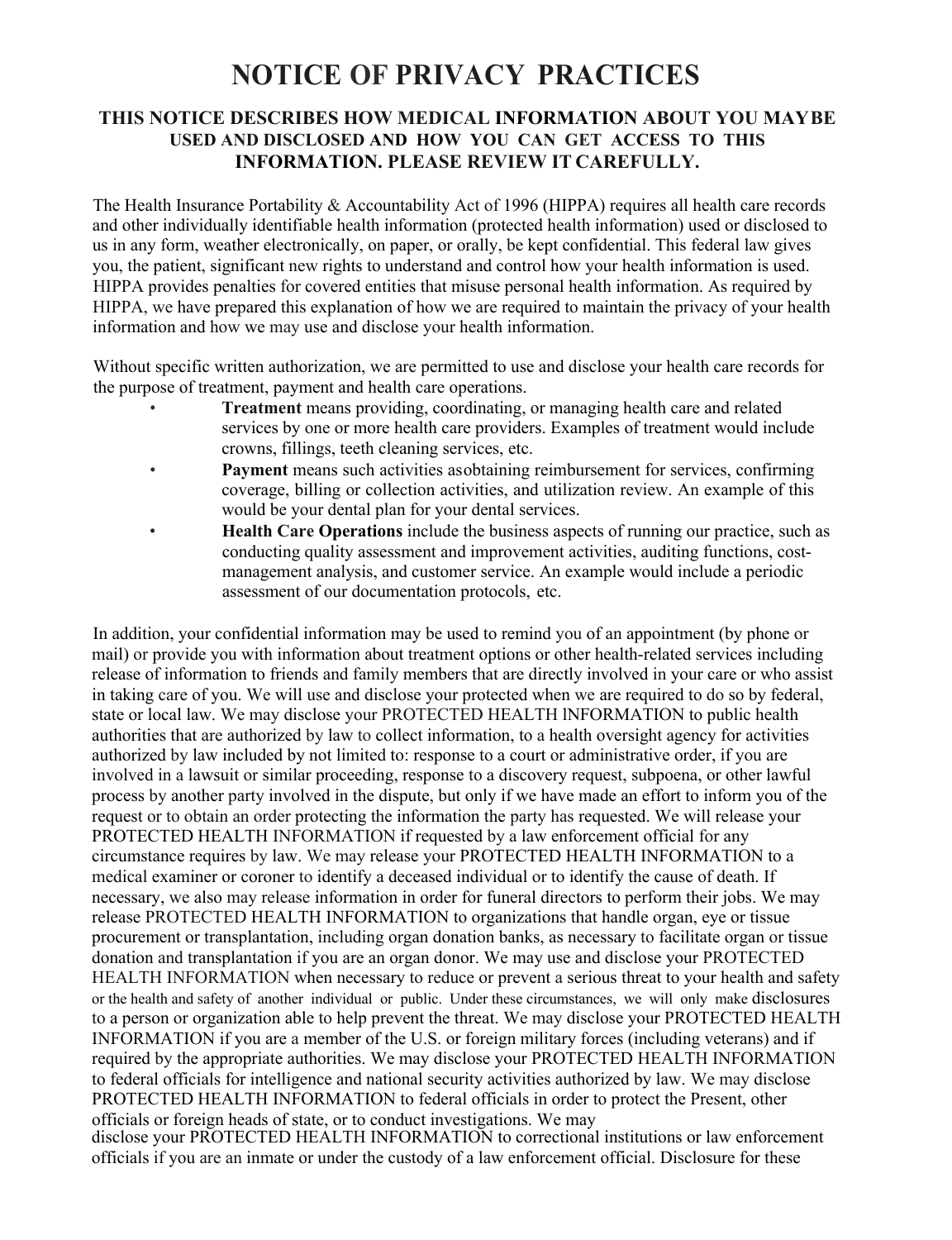# NOTICE OF PRIVACY PRACTICES

**THIS NOTICE DESCRIBES HOW MEDICAL INFORMATION ABOUT YOU MAYBE USED AND DISCLOSED AND HOW YOU CAN GET ACCESS TO THIS INFORMATION. PLEASE REVIEW IT CAREFULLY.**

The Health Insurance Portability & Accountability Act of 1996 (HIPPA) requires all health care records and other individually identifiable health information (protected health information) used or disclosed to us in any form, weather electronically, on paper, or orally, be kept confidential. This federal law gives you, the patient, significant new rights to understand and control how your health information is used. HIPPA provides penalties for covered entities that misuse personal health information. As required by HIPPA, we have prepared this explanation of how we are required to maintain the privacy of your health information and how we may use and disclose your health information.

Without specific written authorization, we are permitted to use and disclose your health care records for the purpose of treatment, payment and health care operations.

- **Treatment** means providing, coordinating, or managing health care and related services by one or more health care providers. Examples of treatment would include crowns, fillings, teeth cleaning services, etc.
- **Payment** means such activities asobtaining reimbursement for services, confirming coverage, billing or collection activities, and utilization review. An example of this would be your dental plan for your dental services.
- **Health Care Operations** include the business aspects of running our practice, such as conducting quality assessment and improvement activities, auditing functions, cost-management analysis, and customer service. An example would include a periodic assessment of our documentation protocols, etc.

In addition, your confidential information may be used to remind you of an appointment (by phone or mail) or provide you with information about treatment options or other health-related services including release of information to friends and family members that are directly involved in your care or who assist in taking care of you. We will use and disclose your protected when we are required to do so by federal, state or local law. We may disclose your PROTECTED HEALTH INFORMATION to public health authorities that are authorized by law to collect information, to a health oversight agency for activities authorized by law included by not limited to: response to a court or administrative order, if you are involved in a lawsuit or similar proceeding, response to a discovery request, subpoena, or other lawful process by another party involved in the dispute, but only if we have made an effort to inform you of the request or to obtain an order protecting the information the party has requested. We will release your PROTECTED HEALTH INFORMATION if requested by a law enforcement official for any circumstance requires by law. We may release your PROTECTED HEALTH INFORMATION to a medical examiner or coroner to identify a deceased individual or to identify the cause of death. If necessary, we also may release information in order for funeral directors to perform their jobs. We may release PROTECTED HEALTH INFORMATION to organizations that handle organ, eye or tissue procurement or transplantation, including organ donation banks, as necessary to facilitate organ or tissue donation and transplantation if you are an organ donor. We may use and disclose your PROTECTED HEALTH INFORMATION when necessary to reduce or prevent a serious threat to your health and safety or the health and safety of another individual or public. Under these circumstances, we will only make disclosures to a person or organization able to help prevent the threat. We may disclose your PROTECTED HEALTH INFORMATION if you are a member of the U.S. or foreign military forces (including veterans) and if required by the appropriate authorities. We may disclose your PROTECTED HEALTH INFORMATION to federal officials for intelligence and national security activities authorized by law. We may disclose PROTECTED HEALTH INFORMATION to federal officials in order to protect the Present, other officials or foreign heads of state, or to conduct investigations. We may disclose your PROTECTED HEALTH INFORMATION to correctional institutions or law enforcement officials if you are an inmate or under the custody of a law enforcement official. Disclosure for these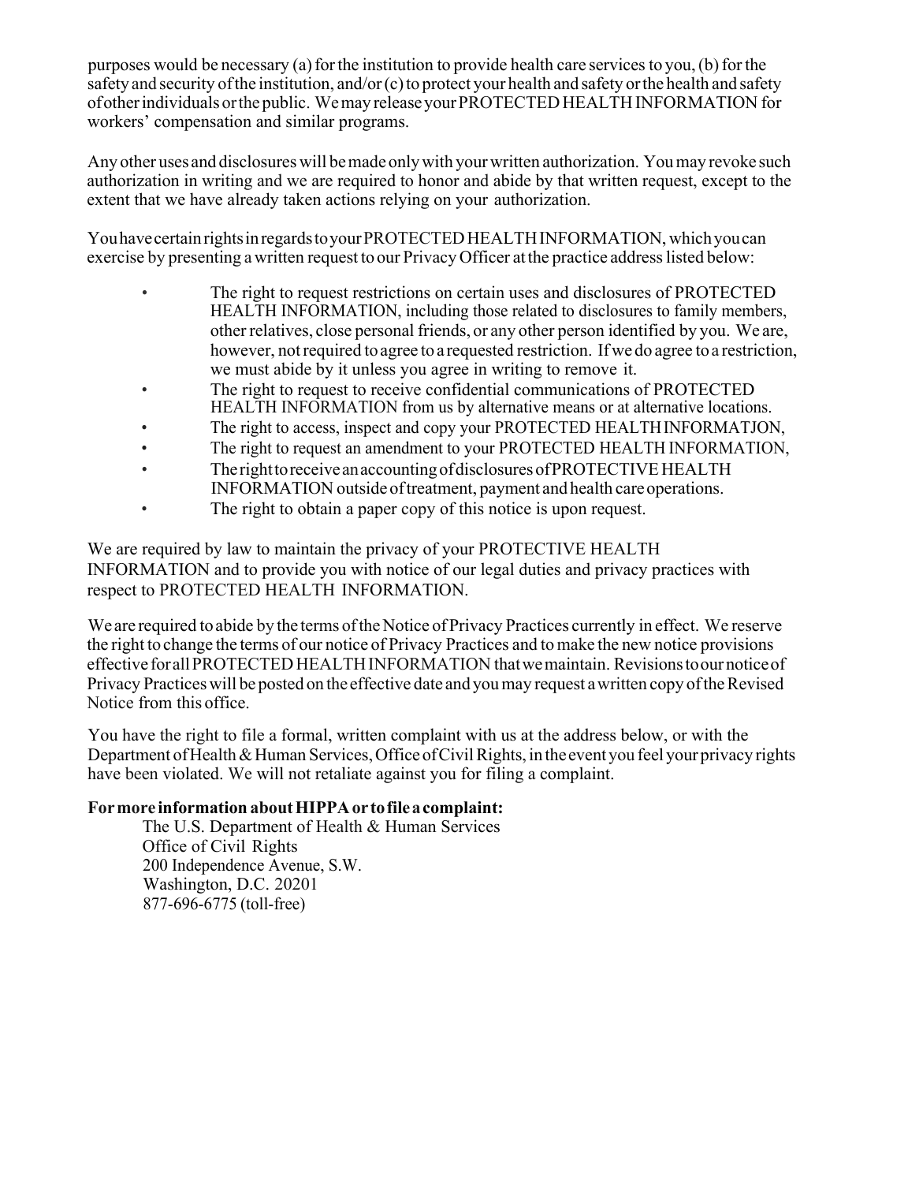purposes would be necessary (a) for the institution to provide health care services to you, (b) for the safety and security of the institution, and/or (c) to protect your health and safety or the health and safety of other individuals or the public. We may release your PROTECTED HEALTH INFORMATION for workers' compensation and similar programs.

Any other uses and disclosures will be made only with your written authorization. You may revoke such authorization in writing and we are required to honor and abide by that written request, except to the extent that we have already taken actions relying on your authorization.

You have certain rights in regards to your PROTECTED HEALTH INFORMATION, which you can exercise by presenting a written request to our Privacy Officer at the practice address listed below:

- The right to request restrictions on certain uses and disclosures of PROTECTED HEALTH INFORMATION, including those related to disclosures to family members, other relatives, close personal friends, or any other person identified by you. We are, however, not required to agree to a requested restriction. If we do agree to a restriction, we must abide by it unless you agree in writing to remove it.
- The right to request to receive confidential communications of PROTECTED HEALTH INFORMATION from us by alternative means or at alternative locations.
- The right to access, inspect and copy your PROTECTED HEALTH INFORMATJON,
- The right to request an amendment to your PROTECTED HEALTH INFORMATION,
- The right to receive an accounting of disclosures of PROTECTIVE HEALTH INFORMATION outside of treatment, payment and health care operations.
- The right to obtain a paper copy of this notice is upon request.

We are required by law to maintain the privacy of your PROTECTIVE HEALTH INFORMATION and to provide you with notice of our legal duties and privacy practices with respect to PROTECTED HEALTH INFORMATION.

We are required to abide by the terms of the Notice of Privacy Practices currently in effect. We reserve the right to change the terms of our notice of Privacy Practices and to make the new notice provisions effective for all PROTECTED HEALTH INFORMATION that we maintain. Revisions to our notice of Privacy Practices will be posted on the effective date and you may request a written copy of the Revised Notice from this office.

You have the right to file a formal, written complaint with us at the address below, or with the Department of Health & Human Services, Office of Civil Rights, in the event you feel your privacy rights have been violated. We will not retaliate against you for filing a complaint.

**For more information about HIPPA or to file a complaint:**

The U.S. Department of Health & Human Services
Office of Civil Rights
200 Independence Avenue, S.W.
Washington, D.C. 20201
877-696-6775 (toll-free)